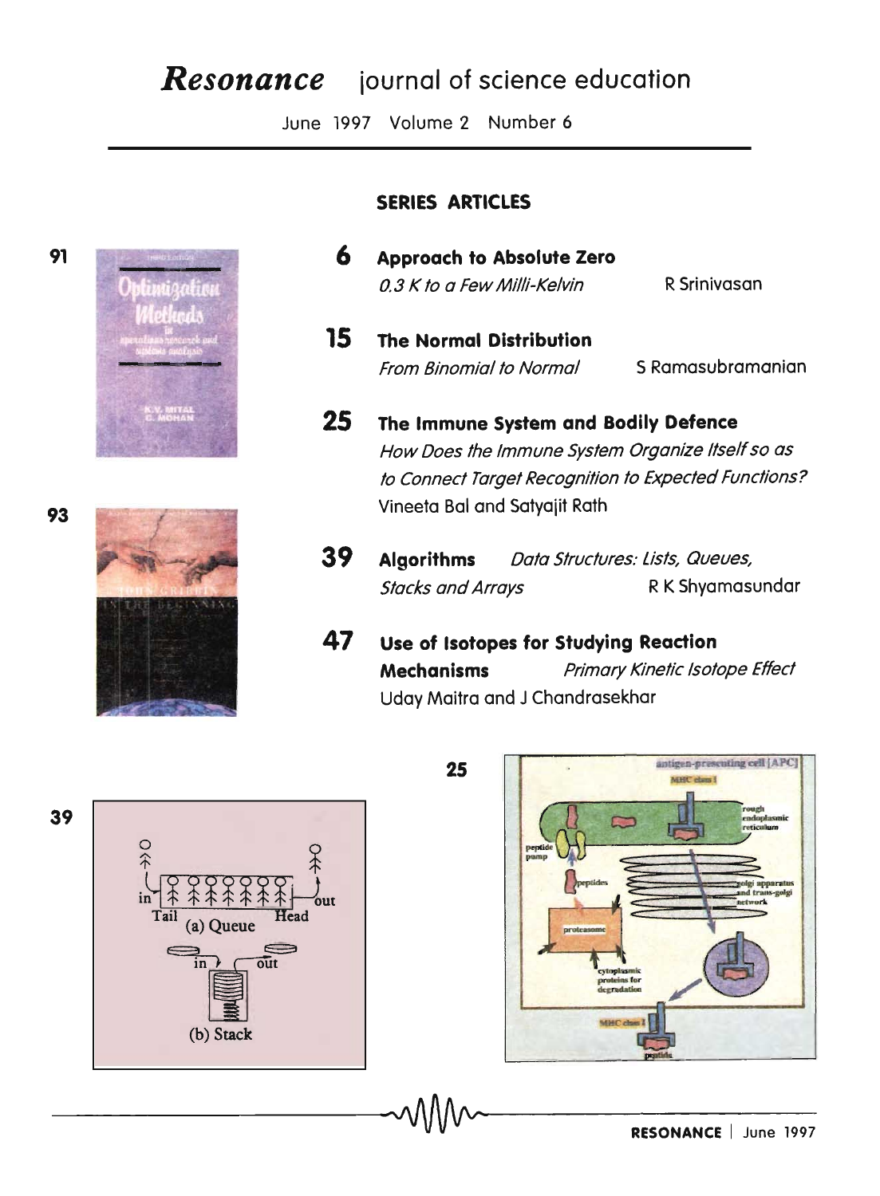# *Resonance* journal of science education

June 1997 Volume 2 Number 6

## SERIES ARTICLES

**6** **Approach to Absolute Zero**
*0.3 K to a Few Milli-Kelvin* — R Srinivasan

**15** **The Normal Distribution**
*From Binomial to Normal* — S Ramasubramanian

**25** **The Immune System and Bodily Defence**
*How Does the Immune System Organize Itself so as to Connect Target Recognition to Expected Functions?*
Vineeta Bal and Satyajit Rath

**39** **Algorithms** *Data Structures: Lists, Queues, Stacks and Arrays* — R K Shyamasundar

**47** **Use of Isotopes for Studying Reaction Mechanisms** *Primary Kinetic Isotope Effect*
Uday Maitra and J Chandrasekhar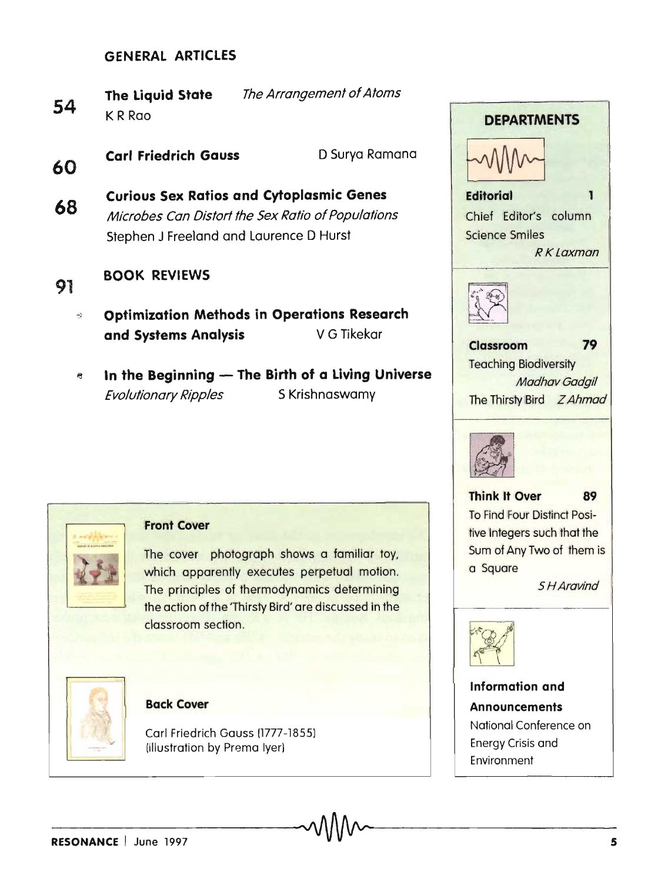## GENERAL ARTICLES

**54** **The Liquid State** *The Arrangement of Atoms*
K R Rao

**60** **Carl Friedrich Gauss** D Surya Ramana

**68** **Curious Sex Ratios and Cytoplasmic Genes**
*Microbes Can Distort the Sex Ratio of Populations*
Stephen J Freeland and Laurence D Hurst

## BOOK REVIEWS

**91**

- **Optimization Methods in Operations Research and Systems Analysis** V G Tikekar
- **In the Beginning — The Birth of a Living Universe**
*Evolutionary Ripples* S Krishnaswamy

### Front Cover

The cover photograph shows a familiar toy, which apparently executes perpetual motion. The principles of thermodynamics determining the action of the 'Thirsty Bird' are discussed in the classroom section.

### Back Cover

Carl Friedrich Gauss (1777-1855)
(illustration by Prema Iyer)

## DEPARTMENTS

**Editorial** **1**
Chief Editor's column
Science Smiles
*R K Laxman*

**Classroom** **79**
Teaching Biodiversity
*Madhav Gadgil*
The Thirsty Bird *Z Ahmad*

**Think It Over** **89**
To Find Four Distinct Positive Integers such that the Sum of Any Two of them is a Square
*S H Aravind*

**Information and Announcements**
National Conference on Energy Crisis and Environment